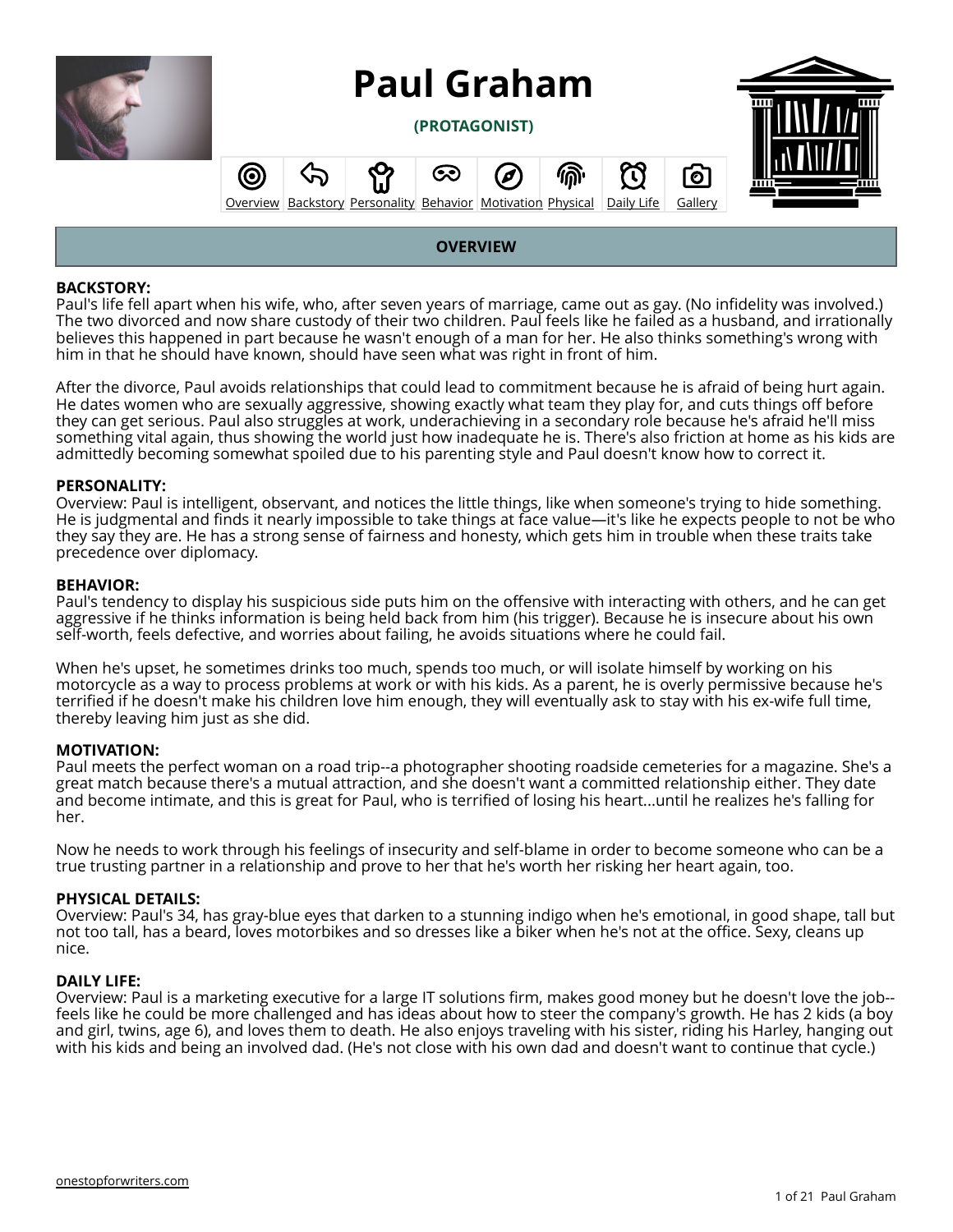# Paul Graham

**(PROTAGONIST)**

Overview | Backstory | Personality | Behavior | Motivation | Physical | Daily Life | Gallery

## OVERVIEW

**BACKSTORY:**
Paul's life fell apart when his wife, who, after seven years of marriage, came out as gay. (No infidelity was involved.) The two divorced and now share custody of their two children. Paul feels like he failed as a husband, and irrationally believes this happened in part because he wasn't enough of a man for her. He also thinks something's wrong with him in that he should have known, should have seen what was right in front of him.

After the divorce, Paul avoids relationships that could lead to commitment because he is afraid of being hurt again. He dates women who are sexually aggressive, showing exactly what team they play for, and cuts things off before they can get serious. Paul also struggles at work, underachieving in a secondary role because he's afraid he'll miss something vital again, thus showing the world just how inadequate he is. There's also friction at home as his kids are admittedly becoming somewhat spoiled due to his parenting style and Paul doesn't know how to correct it.

**PERSONALITY:**
Overview: Paul is intelligent, observant, and notices the little things, like when someone's trying to hide something. He is judgmental and finds it nearly impossible to take things at face value—it's like he expects people to not be who they say they are. He has a strong sense of fairness and honesty, which gets him in trouble when these traits take precedence over diplomacy.

**BEHAVIOR:**
Paul's tendency to display his suspicious side puts him on the offensive with interacting with others, and he can get aggressive if he thinks information is being held back from him (his trigger). Because he is insecure about his own self-worth, feels defective, and worries about failing, he avoids situations where he could fail.

When he's upset, he sometimes drinks too much, spends too much, or will isolate himself by working on his motorcycle as a way to process problems at work or with his kids. As a parent, he is overly permissive because he's terrified if he doesn't make his children love him enough, they will eventually ask to stay with his ex-wife full time, thereby leaving him just as she did.

**MOTIVATION:**
Paul meets the perfect woman on a road trip--a photographer shooting roadside cemeteries for a magazine. She's a great match because there's a mutual attraction, and she doesn't want a committed relationship either. They date and become intimate, and this is great for Paul, who is terrified of losing his heart...until he realizes he's falling for her.

Now he needs to work through his feelings of insecurity and self-blame in order to become someone who can be a true trusting partner in a relationship and prove to her that he's worth her risking her heart again, too.

**PHYSICAL DETAILS:**
Overview: Paul's 34, has gray-blue eyes that darken to a stunning indigo when he's emotional, in good shape, tall but not too tall, has a beard, loves motorbikes and so dresses like a biker when he's not at the office. Sexy, cleans up nice.

**DAILY LIFE:**
Overview: Paul is a marketing executive for a large IT solutions firm, makes good money but he doesn't love the job--feels like he could be more challenged and has ideas about how to steer the company's growth. He has 2 kids (a boy and girl, twins, age 6), and loves them to death. He also enjoys traveling with his sister, riding his Harley, hanging out with his kids and being an involved dad. (He's not close with his own dad and doesn't want to continue that cycle.)

onestopforwriters.com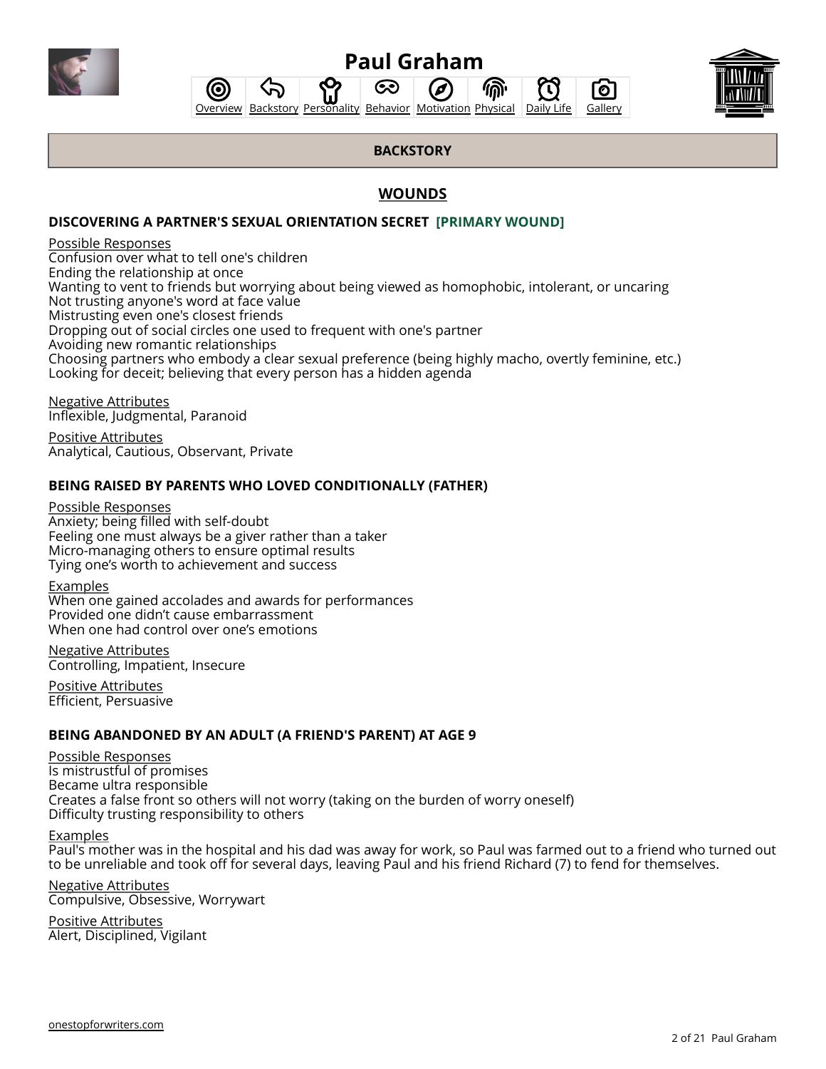# Paul Graham

Overview | Backstory | Personality | Behavior | Motivation | Physical | Daily Life | Gallery

## BACKSTORY

### WOUNDS

**DISCOVERING A PARTNER'S SEXUAL ORIENTATION SECRET [PRIMARY WOUND]**

Possible Responses
Confusion over what to tell one's children
Ending the relationship at once
Wanting to vent to friends but worrying about being viewed as homophobic, intolerant, or uncaring
Not trusting anyone's word at face value
Mistrusting even one's closest friends
Dropping out of social circles one used to frequent with one's partner
Avoiding new romantic relationships
Choosing partners who embody a clear sexual preference (being highly macho, overtly feminine, etc.)
Looking for deceit; believing that every person has a hidden agenda

Negative Attributes
Inflexible, Judgmental, Paranoid

Positive Attributes
Analytical, Cautious, Observant, Private

**BEING RAISED BY PARENTS WHO LOVED CONDITIONALLY (FATHER)**

Possible Responses
Anxiety; being filled with self-doubt
Feeling one must always be a giver rather than a taker
Micro-managing others to ensure optimal results
Tying one's worth to achievement and success

Examples
When one gained accolades and awards for performances
Provided one didn't cause embarrassment
When one had control over one's emotions

Negative Attributes
Controlling, Impatient, Insecure

Positive Attributes
Efficient, Persuasive

**BEING ABANDONED BY AN ADULT (A FRIEND'S PARENT) AT AGE 9**

Possible Responses
Is mistrustful of promises
Became ultra responsible
Creates a false front so others will not worry (taking on the burden of worry oneself)
Difficulty trusting responsibility to others

Examples
Paul's mother was in the hospital and his dad was away for work, so Paul was farmed out to a friend who turned out to be unreliable and took off for several days, leaving Paul and his friend Richard (7) to fend for themselves.

Negative Attributes
Compulsive, Obsessive, Worrywart

Positive Attributes
Alert, Disciplined, Vigilant

onestopforwriters.com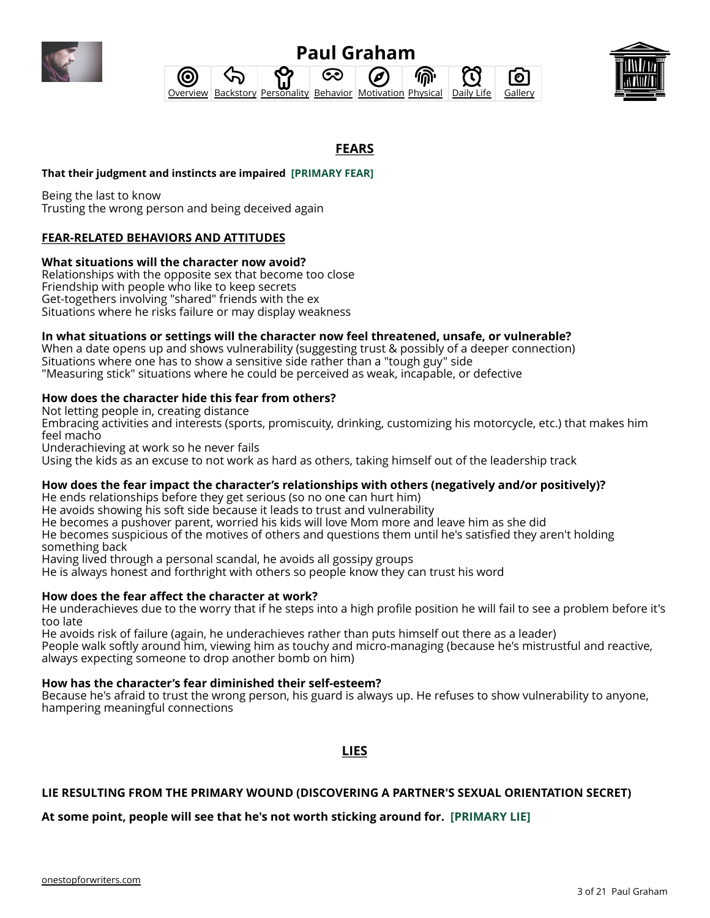# Paul Graham

Overview | Backstory | Personality | Behavior | Motivation | Physical | Daily Life | Gallery

## FEARS

**That their judgment and instincts are impaired** **[PRIMARY FEAR]**

Being the last to know
Trusting the wrong person and being deceived again

### FEAR-RELATED BEHAVIORS AND ATTITUDES

**What situations will the character now avoid?**
Relationships with the opposite sex that become too close
Friendship with people who like to keep secrets
Get-togethers involving "shared" friends with the ex
Situations where he risks failure or may display weakness

**In what situations or settings will the character now feel threatened, unsafe, or vulnerable?**
When a date opens up and shows vulnerability (suggesting trust & possibly of a deeper connection)
Situations where one has to show a sensitive side rather than a "tough guy" side
"Measuring stick" situations where he could be perceived as weak, incapable, or defective

**How does the character hide this fear from others?**
Not letting people in, creating distance
Embracing activities and interests (sports, promiscuity, drinking, customizing his motorcycle, etc.) that makes him feel macho
Underachieving at work so he never fails
Using the kids as an excuse to not work as hard as others, taking himself out of the leadership track

**How does the fear impact the character's relationships with others (negatively and/or positively)?**
He ends relationships before they get serious (so no one can hurt him)
He avoids showing his soft side because it leads to trust and vulnerability
He becomes a pushover parent, worried his kids will love Mom more and leave him as she did
He becomes suspicious of the motives of others and questions them until he's satisfied they aren't holding something back
Having lived through a personal scandal, he avoids all gossipy groups
He is always honest and forthright with others so people know they can trust his word

**How does the fear affect the character at work?**
He underachieves due to the worry that if he steps into a high profile position he will fail to see a problem before it's too late
He avoids risk of failure (again, he underachieves rather than puts himself out there as a leader)
People walk softly around him, viewing him as touchy and micro-managing (because he's mistrustful and reactive, always expecting someone to drop another bomb on him)

**How has the character's fear diminished their self-esteem?**
Because he's afraid to trust the wrong person, his guard is always up. He refuses to show vulnerability to anyone, hampering meaningful connections

## LIES

**LIE RESULTING FROM THE PRIMARY WOUND (DISCOVERING A PARTNER'S SEXUAL ORIENTATION SECRET)**

**At some point, people will see that he's not worth sticking around for.** **[PRIMARY LIE]**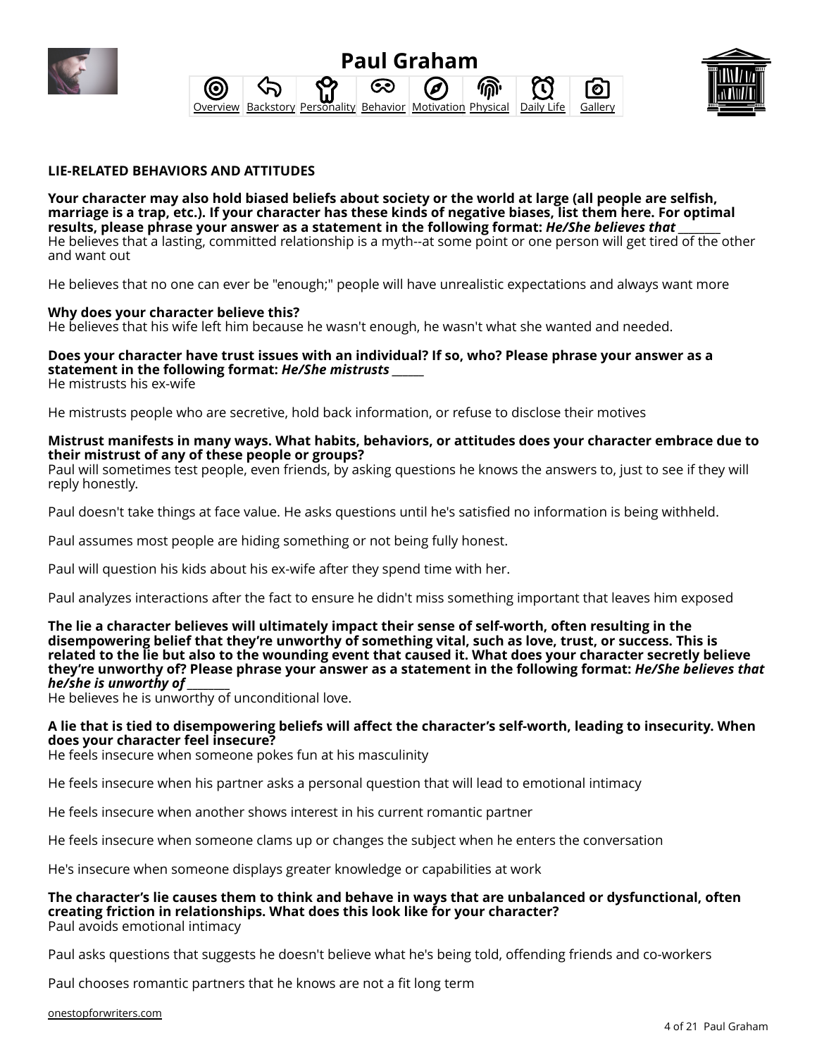# Paul Graham

Overview | Backstory | Personality | Behavior | Motivation | Physical | Daily Life | Gallery

## LIE-RELATED BEHAVIORS AND ATTITUDES

**Your character may also hold biased beliefs about society or the world at large (all people are selfish, marriage is a trap, etc.). If your character has these kinds of negative biases, list them here. For optimal results, please phrase your answer as a statement in the following format: *He/She believes that* _______**

He believes that a lasting, committed relationship is a myth--at some point or one person will get tired of the other and want out

He believes that no one can ever be "enough;" people will have unrealistic expectations and always want more

**Why does your character believe this?**

He believes that his wife left him because he wasn't enough, he wasn't what she wanted and needed.

**Does your character have trust issues with an individual? If so, who? Please phrase your answer as a statement in the following format: *He/She mistrusts* _____**

He mistrusts his ex-wife

He mistrusts people who are secretive, hold back information, or refuse to disclose their motives

**Mistrust manifests in many ways. What habits, behaviors, or attitudes does your character embrace due to their mistrust of any of these people or groups?**

Paul will sometimes test people, even friends, by asking questions he knows the answers to, just to see if they will reply honestly.

Paul doesn't take things at face value. He asks questions until he's satisfied no information is being withheld.

Paul assumes most people are hiding something or not being fully honest.

Paul will question his kids about his ex-wife after they spend time with her.

Paul analyzes interactions after the fact to ensure he didn't miss something important that leaves him exposed

**The lie a character believes will ultimately impact their sense of self-worth, often resulting in the disempowering belief that they're unworthy of something vital, such as love, trust, or success. This is related to the lie but also to the wounding event that caused it. What does your character secretly believe they're unworthy of? Please phrase your answer as a statement in the following format: *He/She believes that he/she is unworthy of* _______**

He believes he is unworthy of unconditional love.

**A lie that is tied to disempowering beliefs will affect the character's self-worth, leading to insecurity. When does your character feel insecure?**

He feels insecure when someone pokes fun at his masculinity

He feels insecure when his partner asks a personal question that will lead to emotional intimacy

He feels insecure when another shows interest in his current romantic partner

He feels insecure when someone clams up or changes the subject when he enters the conversation

He's insecure when someone displays greater knowledge or capabilities at work

**The character's lie causes them to think and behave in ways that are unbalanced or dysfunctional, often creating friction in relationships. What does this look like for your character?**

Paul avoids emotional intimacy

Paul asks questions that suggests he doesn't believe what he's being told, offending friends and co-workers

Paul chooses romantic partners that he knows are not a fit long term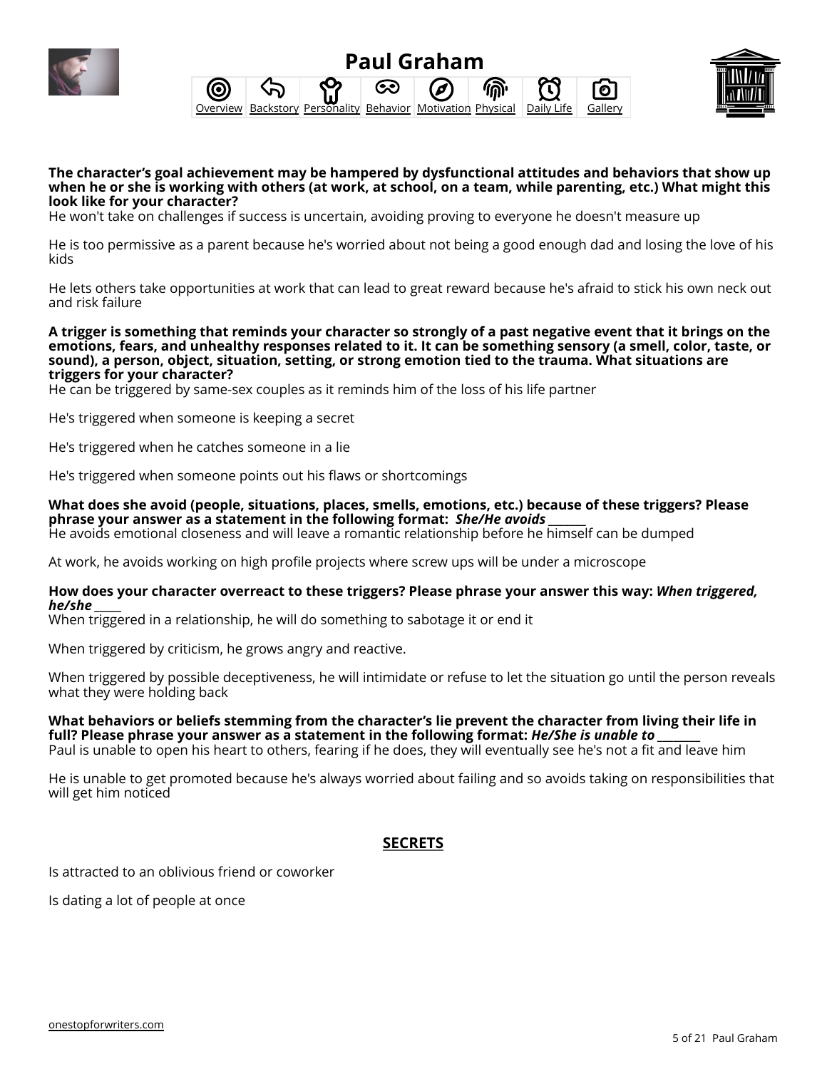# Paul Graham

Overview | Backstory | Personality | Behavior | Motivation | Physical | Daily Life | Gallery

**The character's goal achievement may be hampered by dysfunctional attitudes and behaviors that show up when he or she is working with others (at work, at school, on a team, while parenting, etc.) What might this look like for your character?**

He won't take on challenges if success is uncertain, avoiding proving to everyone he doesn't measure up

He is too permissive as a parent because he's worried about not being a good enough dad and losing the love of his kids

He lets others take opportunities at work that can lead to great reward because he's afraid to stick his own neck out and risk failure

**A trigger is something that reminds your character so strongly of a past negative event that it brings on the emotions, fears, and unhealthy responses related to it. It can be something sensory (a smell, color, taste, or sound), a person, object, situation, setting, or strong emotion tied to the trauma. What situations are triggers for your character?**

He can be triggered by same-sex couples as it reminds him of the loss of his life partner

He's triggered when someone is keeping a secret

He's triggered when he catches someone in a lie

He's triggered when someone points out his flaws or shortcomings

**What does she avoid (people, situations, places, smells, emotions, etc.) because of these triggers? Please phrase your answer as a statement in the following format: *She/He avoids* _______**

He avoids emotional closeness and will leave a romantic relationship before he himself can be dumped

At work, he avoids working on high profile projects where screw ups will be under a microscope

**How does your character overreact to these triggers? Please phrase your answer this way: *When triggered, he/she* _____**

When triggered in a relationship, he will do something to sabotage it or end it

When triggered by criticism, he grows angry and reactive.

When triggered by possible deceptiveness, he will intimidate or refuse to let the situation go until the person reveals what they were holding back

**What behaviors or beliefs stemming from the character's lie prevent the character from living their life in full? Please phrase your answer as a statement in the following format: *He/She is unable to* ________**

Paul is unable to open his heart to others, fearing if he does, they will eventually see he's not a fit and leave him

He is unable to get promoted because he's always worried about failing and so avoids taking on responsibilities that will get him noticed

## SECRETS

Is attracted to an oblivious friend or coworker

Is dating a lot of people at once

onestopforwriters.com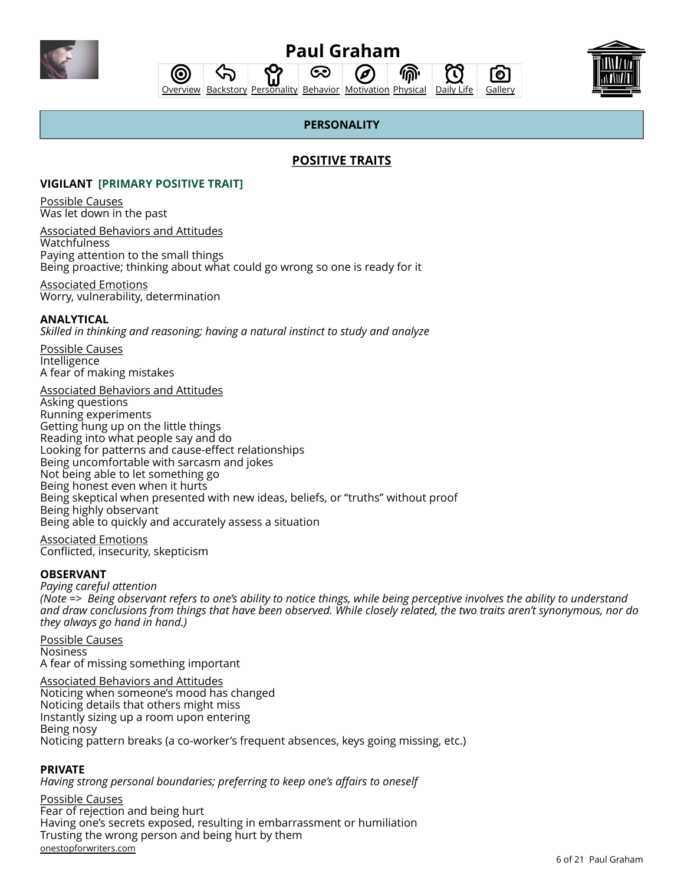# Paul Graham

Overview | Backstory | Personality | Behavior | Motivation | Physical | Daily Life | Gallery

## PERSONALITY

### POSITIVE TRAITS

**VIGILANT [PRIMARY POSITIVE TRAIT]**

Possible Causes
Was let down in the past

Associated Behaviors and Attitudes
Watchfulness
Paying attention to the small things
Being proactive; thinking about what could go wrong so one is ready for it

Associated Emotions
Worry, vulnerability, determination

**ANALYTICAL**
*Skilled in thinking and reasoning; having a natural instinct to study and analyze*

Possible Causes
Intelligence
A fear of making mistakes

Associated Behaviors and Attitudes
Asking questions
Running experiments
Getting hung up on the little things
Reading into what people say and do
Looking for patterns and cause-effect relationships
Being uncomfortable with sarcasm and jokes
Not being able to let something go
Being honest even when it hurts
Being skeptical when presented with new ideas, beliefs, or "truths" without proof
Being highly observant
Being able to quickly and accurately assess a situation

Associated Emotions
Conflicted, insecurity, skepticism

**OBSERVANT**
*Paying careful attention*
*(Note => Being observant refers to one's ability to notice things, while being perceptive involves the ability to understand and draw conclusions from things that have been observed. While closely related, the two traits aren't synonymous, nor do they always go hand in hand.)*

Possible Causes
Nosiness
A fear of missing something important

Associated Behaviors and Attitudes
Noticing when someone's mood has changed
Noticing details that others might miss
Instantly sizing up a room upon entering
Being nosy
Noticing pattern breaks (a co-worker's frequent absences, keys going missing, etc.)

**PRIVATE**
*Having strong personal boundaries; preferring to keep one's affairs to oneself*

Possible Causes
Fear of rejection and being hurt
Having one's secrets exposed, resulting in embarrassment or humiliation
Trusting the wrong person and being hurt by them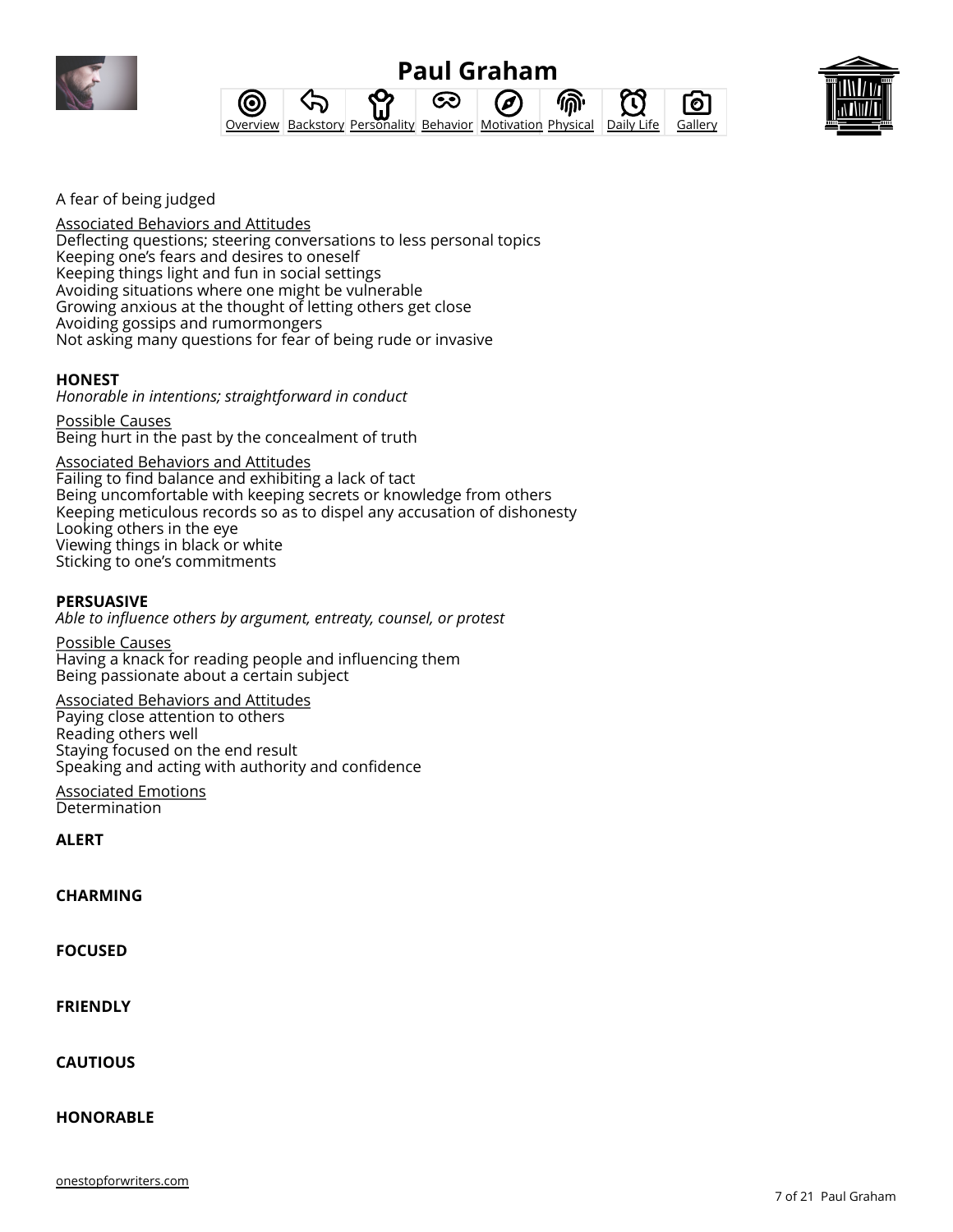A fear of being judged

Associated Behaviors and Attitudes
Deflecting questions; steering conversations to less personal topics
Keeping one's fears and desires to oneself
Keeping things light and fun in social settings
Avoiding situations where one might be vulnerable
Growing anxious at the thought of letting others get close
Avoiding gossips and rumormongers
Not asking many questions for fear of being rude or invasive

**HONEST**
*Honorable in intentions; straightforward in conduct*

Possible Causes
Being hurt in the past by the concealment of truth

Associated Behaviors and Attitudes
Failing to find balance and exhibiting a lack of tact
Being uncomfortable with keeping secrets or knowledge from others
Keeping meticulous records so as to dispel any accusation of dishonesty
Looking others in the eye
Viewing things in black or white
Sticking to one's commitments

**PERSUASIVE**
*Able to influence others by argument, entreaty, counsel, or protest*

Possible Causes
Having a knack for reading people and influencing them
Being passionate about a certain subject

Associated Behaviors and Attitudes
Paying close attention to others
Reading others well
Staying focused on the end result
Speaking and acting with authority and confidence

Associated Emotions
Determination

**ALERT**

**CHARMING**

**FOCUSED**

**FRIENDLY**

**CAUTIOUS**

**HONORABLE**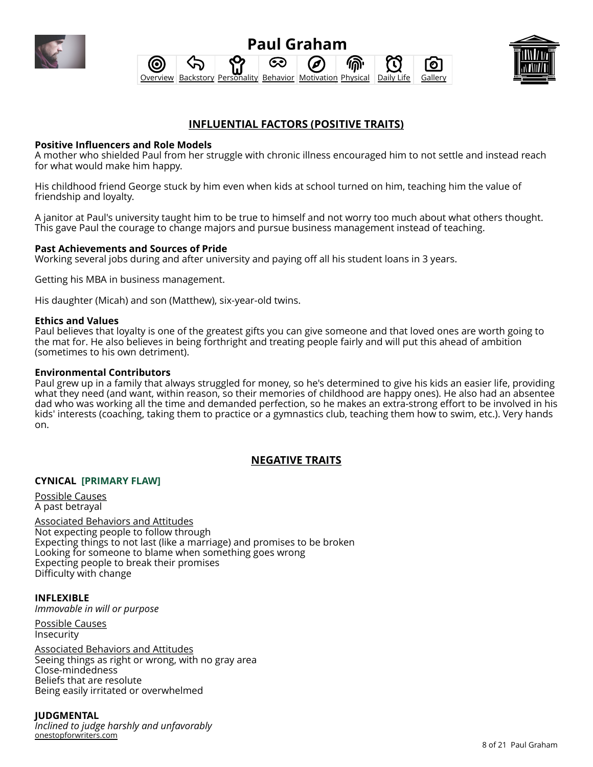## INFLUENTIAL FACTORS (POSITIVE TRAITS)

**Positive Influencers and Role Models**
A mother who shielded Paul from her struggle with chronic illness encouraged him to not settle and instead reach for what would make him happy.

His childhood friend George stuck by him even when kids at school turned on him, teaching him the value of friendship and loyalty.

A janitor at Paul's university taught him to be true to himself and not worry too much about what others thought. This gave Paul the courage to change majors and pursue business management instead of teaching.

**Past Achievements and Sources of Pride**
Working several jobs during and after university and paying off all his student loans in 3 years.

Getting his MBA in business management.

His daughter (Micah) and son (Matthew), six-year-old twins.

**Ethics and Values**
Paul believes that loyalty is one of the greatest gifts you can give someone and that loved ones are worth going to the mat for. He also believes in being forthright and treating people fairly and will put this ahead of ambition (sometimes to his own detriment).

**Environmental Contributors**
Paul grew up in a family that always struggled for money, so he's determined to give his kids an easier life, providing what they need (and want, within reason, so their memories of childhood are happy ones). He also had an absentee dad who was working all the time and demanded perfection, so he makes an extra-strong effort to be involved in his kids' interests (coaching, taking them to practice or a gymnastics club, teaching them how to swim, etc.). Very hands on.

## NEGATIVE TRAITS

**CYNICAL [PRIMARY FLAW]**

Possible Causes
A past betrayal

Associated Behaviors and Attitudes
Not expecting people to follow through
Expecting things to not last (like a marriage) and promises to be broken
Looking for someone to blame when something goes wrong
Expecting people to break their promises
Difficulty with change

**INFLEXIBLE**
*Immovable in will or purpose*

Possible Causes
Insecurity

Associated Behaviors and Attitudes
Seeing things as right or wrong, with no gray area
Close-mindedness
Beliefs that are resolute
Being easily irritated or overwhelmed

**JUDGMENTAL**
*Inclined to judge harshly and unfavorably*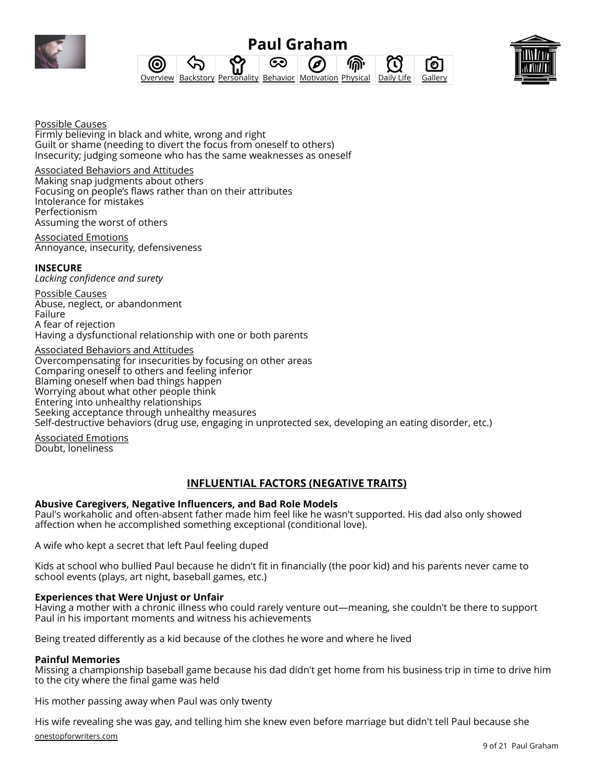Possible Causes
Firmly believing in black and white, wrong and right
Guilt or shame (needing to divert the focus from oneself to others)
Insecurity; judging someone who has the same weaknesses as oneself

Associated Behaviors and Attitudes
Making snap judgments about others
Focusing on people's flaws rather than on their attributes
Intolerance for mistakes
Perfectionism
Assuming the worst of others

Associated Emotions
Annoyance, insecurity, defensiveness

**INSECURE**
*Lacking confidence and surety*

Possible Causes
Abuse, neglect, or abandonment
Failure
A fear of rejection
Having a dysfunctional relationship with one or both parents

Associated Behaviors and Attitudes
Overcompensating for insecurities by focusing on other areas
Comparing oneself to others and feeling inferior
Blaming oneself when bad things happen
Worrying about what other people think
Entering into unhealthy relationships
Seeking acceptance through unhealthy measures
Self-destructive behaviors (drug use, engaging in unprotected sex, developing an eating disorder, etc.)

Associated Emotions
Doubt, loneliness

## INFLUENTIAL FACTORS (NEGATIVE TRAITS)

**Abusive Caregivers, Negative Influencers, and Bad Role Models**
Paul's workaholic and often-absent father made him feel like he wasn't supported. His dad also only showed affection when he accomplished something exceptional (conditional love).

A wife who kept a secret that left Paul feeling duped

Kids at school who bullied Paul because he didn't fit in financially (the poor kid) and his parents never came to school events (plays, art night, baseball games, etc.)

**Experiences that Were Unjust or Unfair**
Having a mother with a chronic illness who could rarely venture out—meaning, she couldn't be there to support Paul in his important moments and witness his achievements

Being treated differently as a kid because of the clothes he wore and where he lived

**Painful Memories**
Missing a championship baseball game because his dad didn't get home from his business trip in time to drive him to the city where the final game was held

His mother passing away when Paul was only twenty

His wife revealing she was gay, and telling him she knew even before marriage but didn't tell Paul because she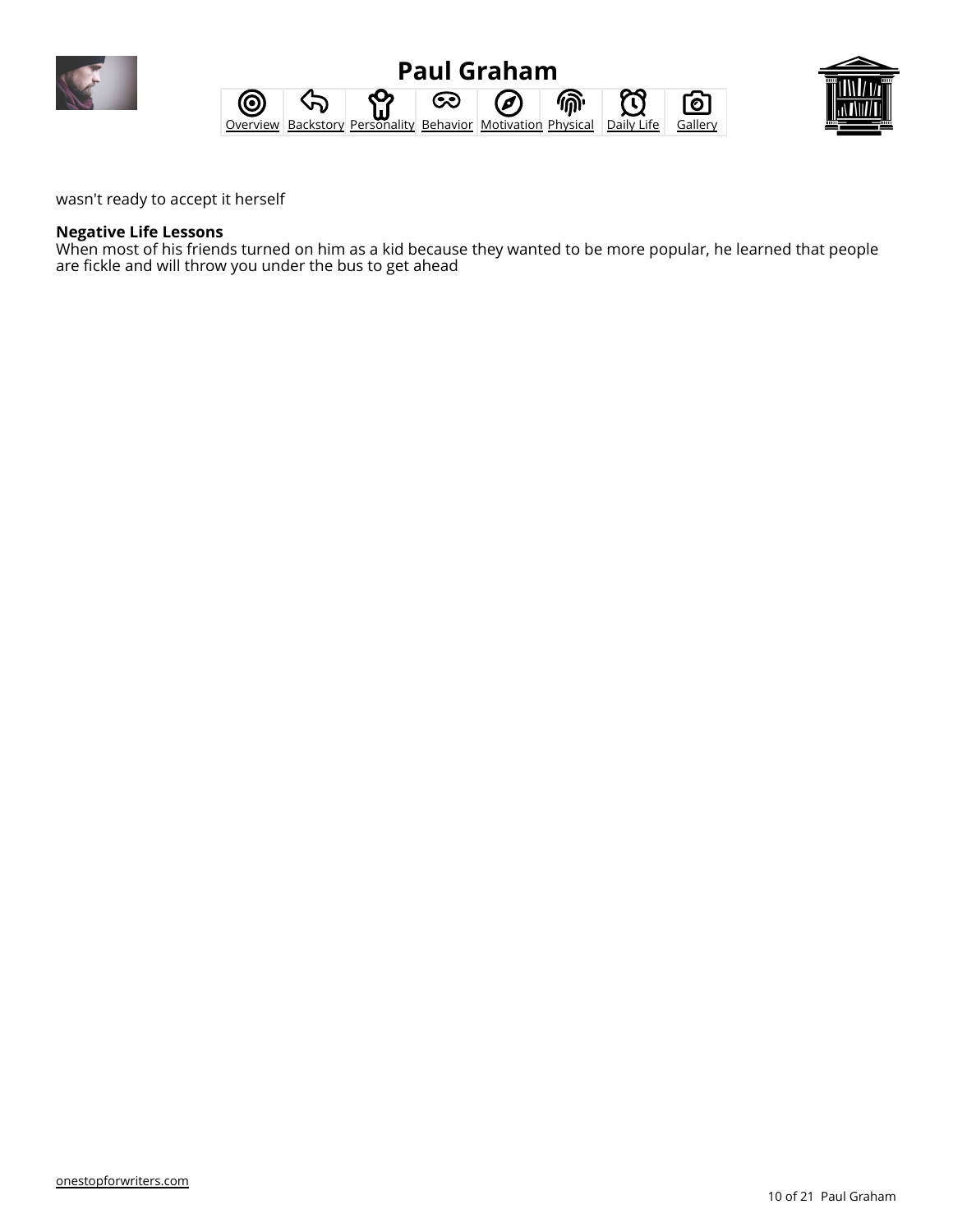wasn't ready to accept it herself

**Negative Life Lessons**
When most of his friends turned on him as a kid because they wanted to be more popular, he learned that people are fickle and will throw you under the bus to get ahead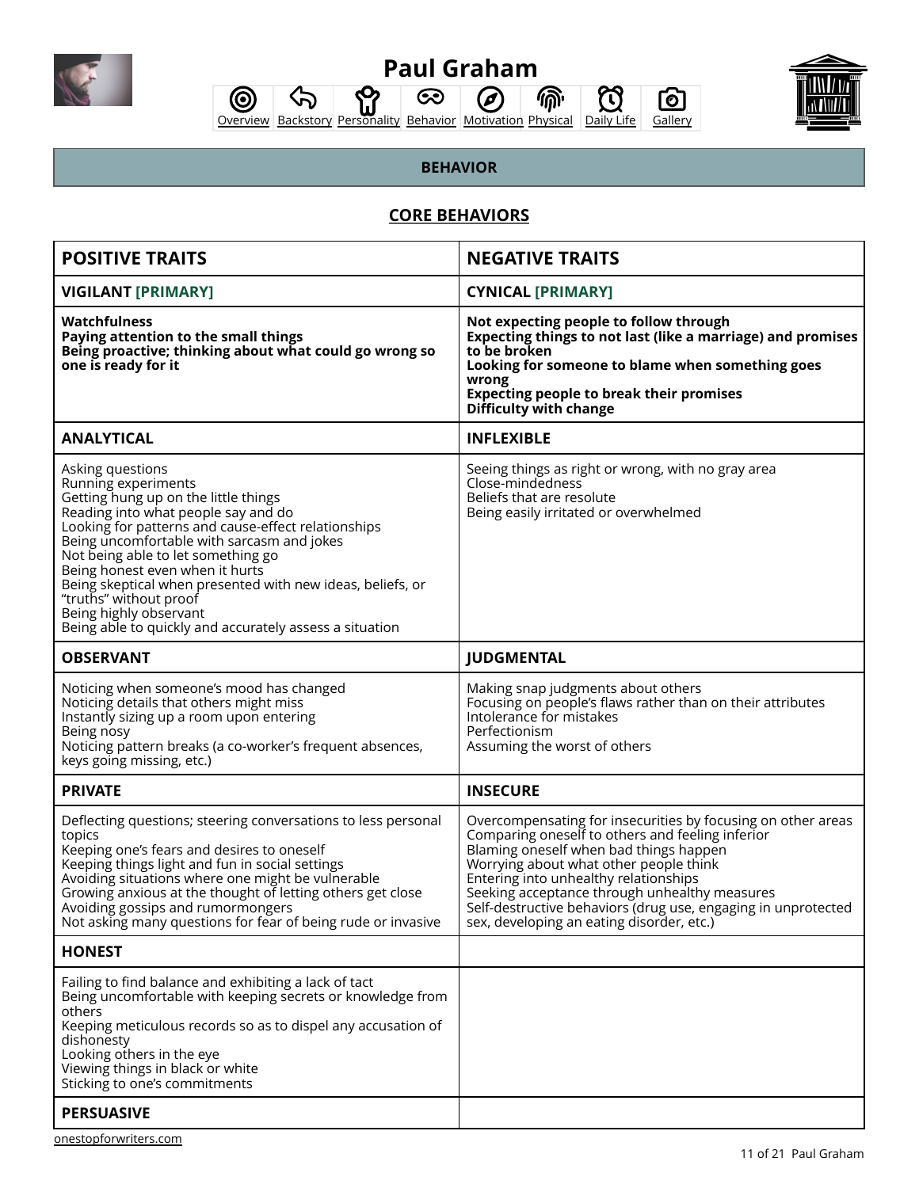# Paul Graham

Overview | Backstory | Personality | Behavior | Motivation | Physical | Daily Life | Gallery

## BEHAVIOR

### CORE BEHAVIORS

| POSITIVE TRAITS | NEGATIVE TRAITS |
| --- | --- |
| **VIGILANT [PRIMARY]** | **CYNICAL [PRIMARY]** |
| **Watchfulness**<br>**Paying attention to the small things**<br>**Being proactive; thinking about what could go wrong so one is ready for it** | **Not expecting people to follow through**<br>**Expecting things to not last (like a marriage) and promises to be broken**<br>**Looking for someone to blame when something goes wrong**<br>**Expecting people to break their promises**<br>**Difficulty with change** |
| **ANALYTICAL** | **INFLEXIBLE** |
| Asking questions<br>Running experiments<br>Getting hung up on the little things<br>Reading into what people say and do<br>Looking for patterns and cause-effect relationships<br>Being uncomfortable with sarcasm and jokes<br>Not being able to let something go<br>Being honest even when it hurts<br>Being skeptical when presented with new ideas, beliefs, or "truths" without proof<br>Being highly observant<br>Being able to quickly and accurately assess a situation | Seeing things as right or wrong, with no gray area<br>Close-mindedness<br>Beliefs that are resolute<br>Being easily irritated or overwhelmed |
| **OBSERVANT** | **JUDGMENTAL** |
| Noticing when someone's mood has changed<br>Noticing details that others might miss<br>Instantly sizing up a room upon entering<br>Being nosy<br>Noticing pattern breaks (a co-worker's frequent absences, keys going missing, etc.) | Making snap judgments about others<br>Focusing on people's flaws rather than on their attributes<br>Intolerance for mistakes<br>Perfectionism<br>Assuming the worst of others |
| **PRIVATE** | **INSECURE** |
| Deflecting questions; steering conversations to less personal topics<br>Keeping one's fears and desires to oneself<br>Keeping things light and fun in social settings<br>Avoiding situations where one might be vulnerable<br>Growing anxious at the thought of letting others get close<br>Avoiding gossips and rumormongers<br>Not asking many questions for fear of being rude or invasive | Overcompensating for insecurities by focusing on other areas<br>Comparing oneself to others and feeling inferior<br>Blaming oneself when bad things happen<br>Worrying about what other people think<br>Entering into unhealthy relationships<br>Seeking acceptance through unhealthy measures<br>Self-destructive behaviors (drug use, engaging in unprotected sex, developing an eating disorder, etc.) |
| **HONEST** | |
| Failing to find balance and exhibiting a lack of tact<br>Being uncomfortable with keeping secrets or knowledge from others<br>Keeping meticulous records so as to dispel any accusation of dishonesty<br>Looking others in the eye<br>Viewing things in black or white<br>Sticking to one's commitments | |
| **PERSUASIVE** | |

onestopforwriters.com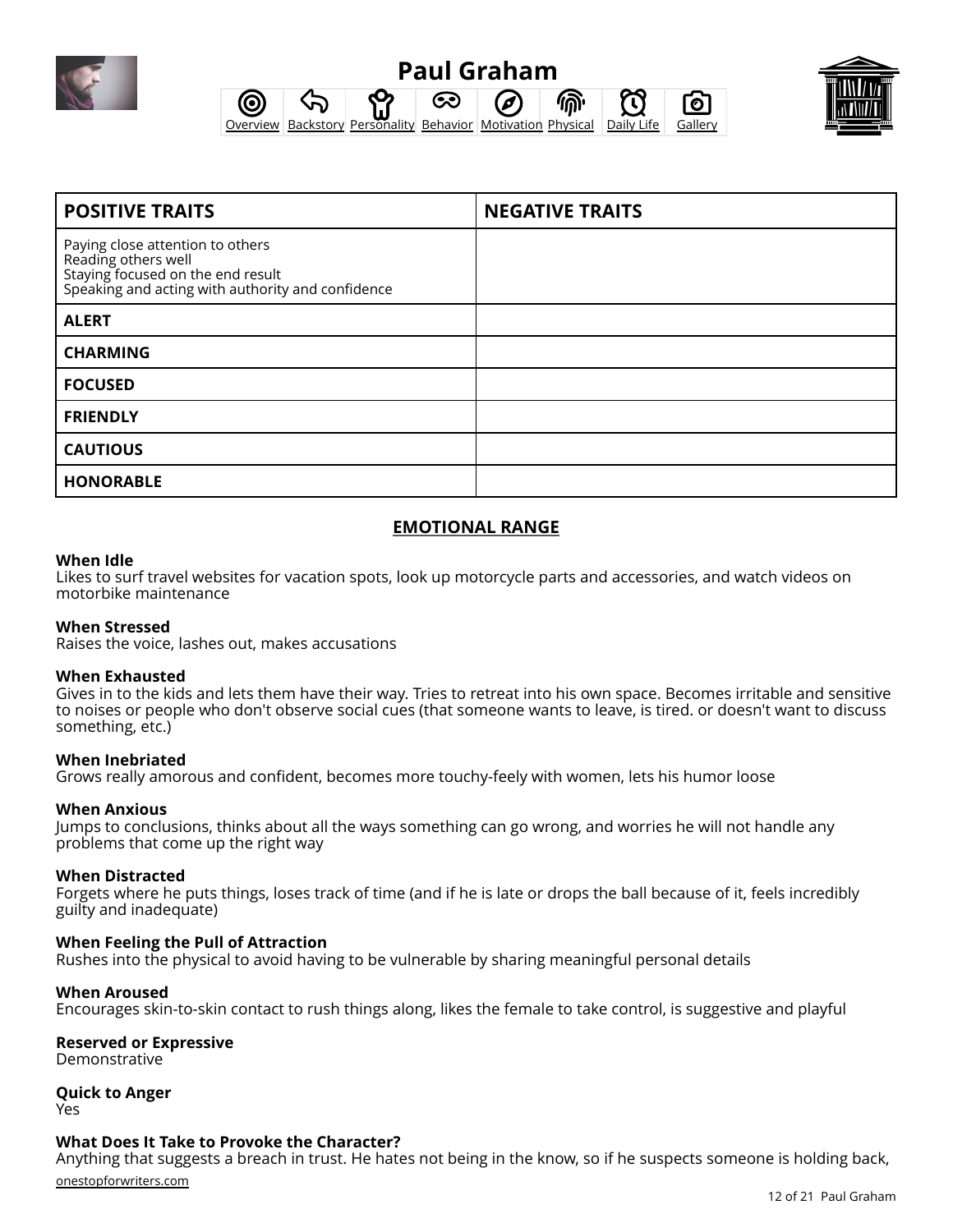# Paul Graham

Overview | Backstory | Personality | Behavior | Motivation | Physical | Daily Life | Gallery

| POSITIVE TRAITS | NEGATIVE TRAITS |
| --- | --- |
| Paying close attention to others<br>Reading others well<br>Staying focused on the end result<br>Speaking and acting with authority and confidence | |
| **ALERT** | |
| **CHARMING** | |
| **FOCUSED** | |
| **FRIENDLY** | |
| **CAUTIOUS** | |
| **HONORABLE** | |

## EMOTIONAL RANGE

**When Idle**
Likes to surf travel websites for vacation spots, look up motorcycle parts and accessories, and watch videos on motorbike maintenance

**When Stressed**
Raises the voice, lashes out, makes accusations

**When Exhausted**
Gives in to the kids and lets them have their way. Tries to retreat into his own space. Becomes irritable and sensitive to noises or people who don't observe social cues (that someone wants to leave, is tired. or doesn't want to discuss something, etc.)

**When Inebriated**
Grows really amorous and confident, becomes more touchy-feely with women, lets his humor loose

**When Anxious**
Jumps to conclusions, thinks about all the ways something can go wrong, and worries he will not handle any problems that come up the right way

**When Distracted**
Forgets where he puts things, loses track of time (and if he is late or drops the ball because of it, feels incredibly guilty and inadequate)

**When Feeling the Pull of Attraction**
Rushes into the physical to avoid having to be vulnerable by sharing meaningful personal details

**When Aroused**
Encourages skin-to-skin contact to rush things along, likes the female to take control, is suggestive and playful

**Reserved or Expressive**
Demonstrative

**Quick to Anger**
Yes

**What Does It Take to Provoke the Character?**
Anything that suggests a breach in trust. He hates not being in the know, so if he suspects someone is holding back,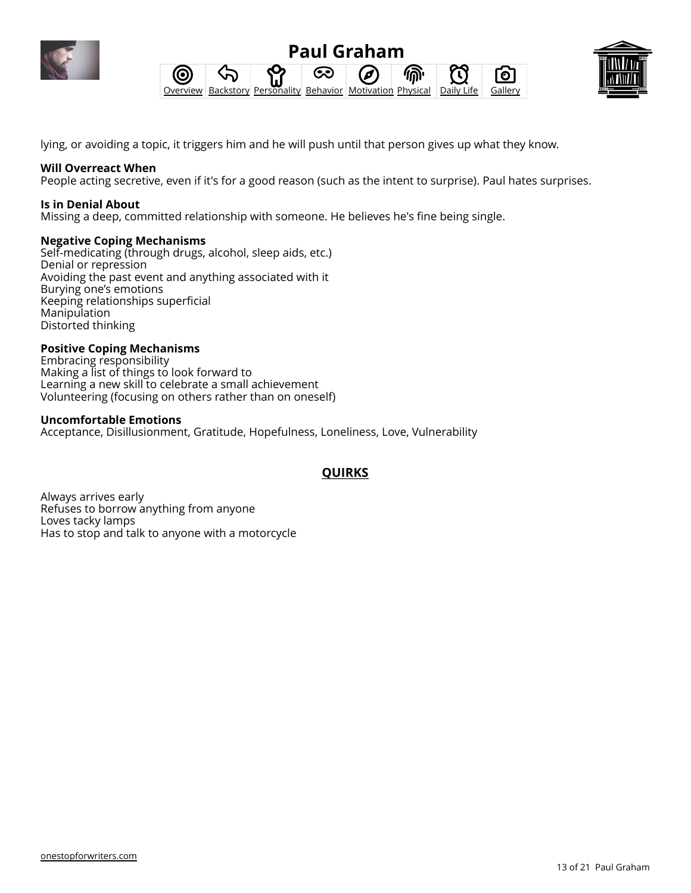lying, or avoiding a topic, it triggers him and he will push until that person gives up what they know.

**Will Overreact When**
People acting secretive, even if it's for a good reason (such as the intent to surprise). Paul hates surprises.

**Is in Denial About**
Missing a deep, committed relationship with someone. He believes he's fine being single.

**Negative Coping Mechanisms**
Self-medicating (through drugs, alcohol, sleep aids, etc.)
Denial or repression
Avoiding the past event and anything associated with it
Burying one's emotions
Keeping relationships superficial
Manipulation
Distorted thinking

**Positive Coping Mechanisms**
Embracing responsibility
Making a list of things to look forward to
Learning a new skill to celebrate a small achievement
Volunteering (focusing on others rather than on oneself)

**Uncomfortable Emotions**
Acceptance, Disillusionment, Gratitude, Hopefulness, Loneliness, Love, Vulnerability

## QUIRKS

Always arrives early
Refuses to borrow anything from anyone
Loves tacky lamps
Has to stop and talk to anyone with a motorcycle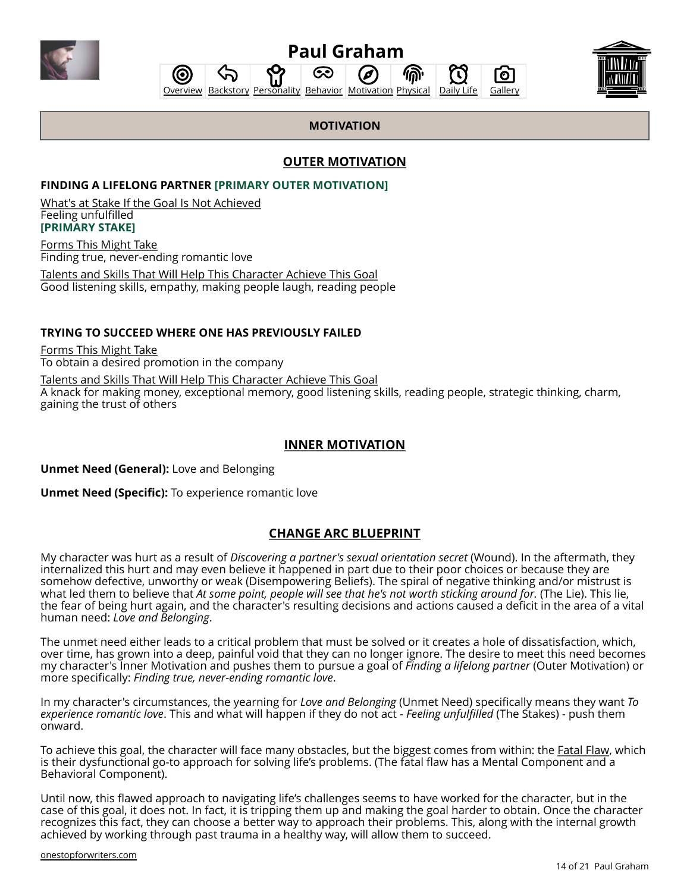# Paul Graham

Overview Backstory Personality Behavior Motivation Physical Daily Life Gallery

## MOTIVATION

### OUTER MOTIVATION

**FINDING A LIFELONG PARTNER [PRIMARY OUTER MOTIVATION]**

What's at Stake If the Goal Is Not Achieved
Feeling unfulfilled
**[PRIMARY STAKE]**

Forms This Might Take
Finding true, never-ending romantic love

Talents and Skills That Will Help This Character Achieve This Goal
Good listening skills, empathy, making people laugh, reading people

**TRYING TO SUCCEED WHERE ONE HAS PREVIOUSLY FAILED**

Forms This Might Take
To obtain a desired promotion in the company

Talents and Skills That Will Help This Character Achieve This Goal
A knack for making money, exceptional memory, good listening skills, reading people, strategic thinking, charm, gaining the trust of others

### INNER MOTIVATION

**Unmet Need (General):** Love and Belonging

**Unmet Need (Specific):** To experience romantic love

### CHANGE ARC BLUEPRINT

My character was hurt as a result of *Discovering a partner's sexual orientation secret* (Wound). In the aftermath, they internalized this hurt and may even believe it happened in part due to their poor choices or because they are somehow defective, unworthy or weak (Disempowering Beliefs). The spiral of negative thinking and/or mistrust is what led them to believe that *At some point, people will see that he's not worth sticking around for.* (The Lie). This lie, the fear of being hurt again, and the character's resulting decisions and actions caused a deficit in the area of a vital human need: *Love and Belonging*.

The unmet need either leads to a critical problem that must be solved or it creates a hole of dissatisfaction, which, over time, has grown into a deep, painful void that they can no longer ignore. The desire to meet this need becomes my character's Inner Motivation and pushes them to pursue a goal of *Finding a lifelong partner* (Outer Motivation) or more specifically: *Finding true, never-ending romantic love*.

In my character's circumstances, the yearning for *Love and Belonging* (Unmet Need) specifically means they want *To experience romantic love*. This and what will happen if they do not act - *Feeling unfulfilled* (The Stakes) - push them onward.

To achieve this goal, the character will face many obstacles, but the biggest comes from within: the Fatal Flaw, which is their dysfunctional go-to approach for solving life's problems. (The fatal flaw has a Mental Component and a Behavioral Component).

Until now, this flawed approach to navigating life's challenges seems to have worked for the character, but in the case of this goal, it does not. In fact, it is tripping them up and making the goal harder to obtain. Once the character recognizes this fact, they can choose a better way to approach their problems. This, along with the internal growth achieved by working through past trauma in a healthy way, will allow them to succeed.

onestopforwriters.com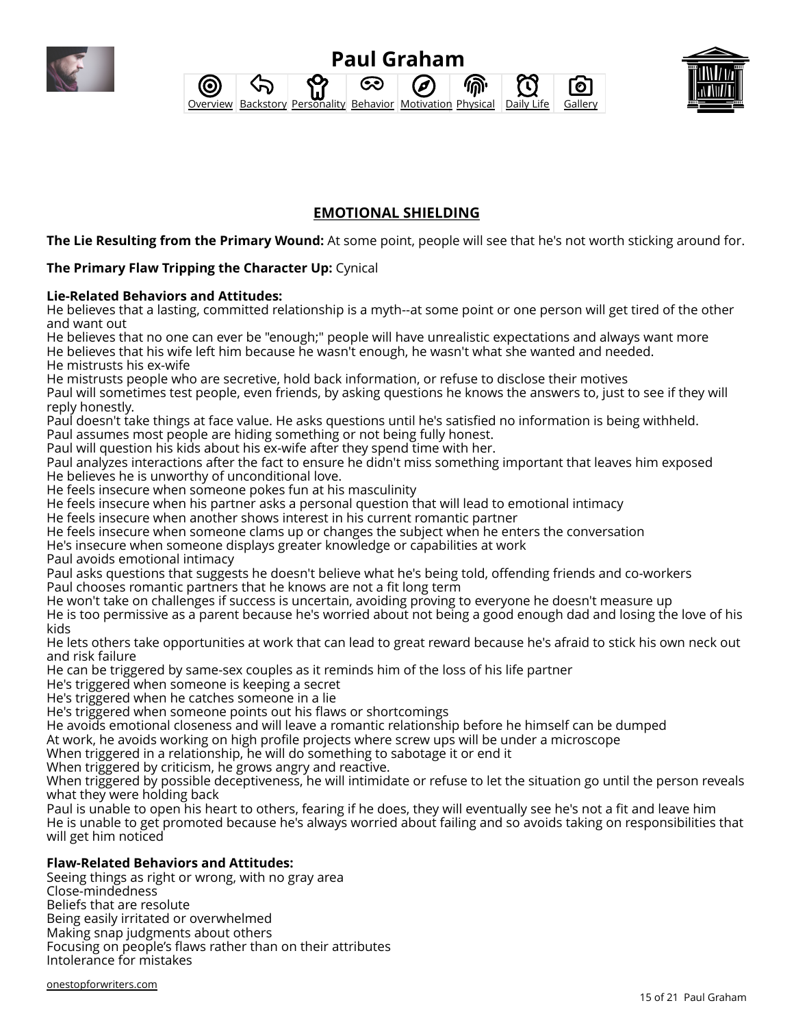# Paul Graham

Overview | Backstory | Personality | Behavior | Motivation | Physical | Daily Life | Gallery

## EMOTIONAL SHIELDING

**The Lie Resulting from the Primary Wound:** At some point, people will see that he's not worth sticking around for.

**The Primary Flaw Tripping the Character Up:** Cynical

**Lie-Related Behaviors and Attitudes:**
He believes that a lasting, committed relationship is a myth--at some point or one person will get tired of the other and want out
He believes that no one can ever be "enough;" people will have unrealistic expectations and always want more
He believes that his wife left him because he wasn't enough, he wasn't what she wanted and needed.
He mistrusts his ex-wife
He mistrusts people who are secretive, hold back information, or refuse to disclose their motives
Paul will sometimes test people, even friends, by asking questions he knows the answers to, just to see if they will reply honestly.
Paul doesn't take things at face value. He asks questions until he's satisfied no information is being withheld.
Paul assumes most people are hiding something or not being fully honest.
Paul will question his kids about his ex-wife after they spend time with her.
Paul analyzes interactions after the fact to ensure he didn't miss something important that leaves him exposed
He believes he is unworthy of unconditional love.
He feels insecure when someone pokes fun at his masculinity
He feels insecure when his partner asks a personal question that will lead to emotional intimacy
He feels insecure when another shows interest in his current romantic partner
He feels insecure when someone clams up or changes the subject when he enters the conversation
He's insecure when someone displays greater knowledge or capabilities at work
Paul avoids emotional intimacy
Paul asks questions that suggests he doesn't believe what he's being told, offending friends and co-workers
Paul chooses romantic partners that he knows are not a fit long term
He won't take on challenges if success is uncertain, avoiding proving to everyone he doesn't measure up
He is too permissive as a parent because he's worried about not being a good enough dad and losing the love of his kids
He lets others take opportunities at work that can lead to great reward because he's afraid to stick his own neck out and risk failure
He can be triggered by same-sex couples as it reminds him of the loss of his life partner
He's triggered when someone is keeping a secret
He's triggered when he catches someone in a lie
He's triggered when someone points out his flaws or shortcomings
He avoids emotional closeness and will leave a romantic relationship before he himself can be dumped
At work, he avoids working on high profile projects where screw ups will be under a microscope
When triggered in a relationship, he will do something to sabotage it or end it
When triggered by criticism, he grows angry and reactive.
When triggered by possible deceptiveness, he will intimidate or refuse to let the situation go until the person reveals what they were holding back
Paul is unable to open his heart to others, fearing if he does, they will eventually see he's not a fit and leave him
He is unable to get promoted because he's always worried about failing and so avoids taking on responsibilities that will get him noticed

**Flaw-Related Behaviors and Attitudes:**
Seeing things as right or wrong, with no gray area
Close-mindedness
Beliefs that are resolute
Being easily irritated or overwhelmed
Making snap judgments about others
Focusing on people's flaws rather than on their attributes
Intolerance for mistakes

onestopforwriters.com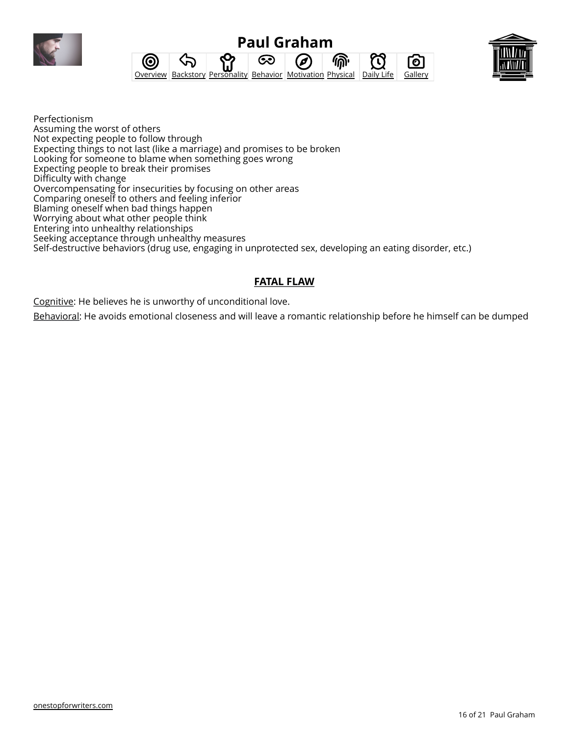Perfectionism
Assuming the worst of others
Not expecting people to follow through
Expecting things to not last (like a marriage) and promises to be broken
Looking for someone to blame when something goes wrong
Expecting people to break their promises
Difficulty with change
Overcompensating for insecurities by focusing on other areas
Comparing oneself to others and feeling inferior
Blaming oneself when bad things happen
Worrying about what other people think
Entering into unhealthy relationships
Seeking acceptance through unhealthy measures
Self-destructive behaviors (drug use, engaging in unprotected sex, developing an eating disorder, etc.)

## FATAL FLAW

Cognitive: He believes he is unworthy of unconditional love.

Behavioral: He avoids emotional closeness and will leave a romantic relationship before he himself can be dumped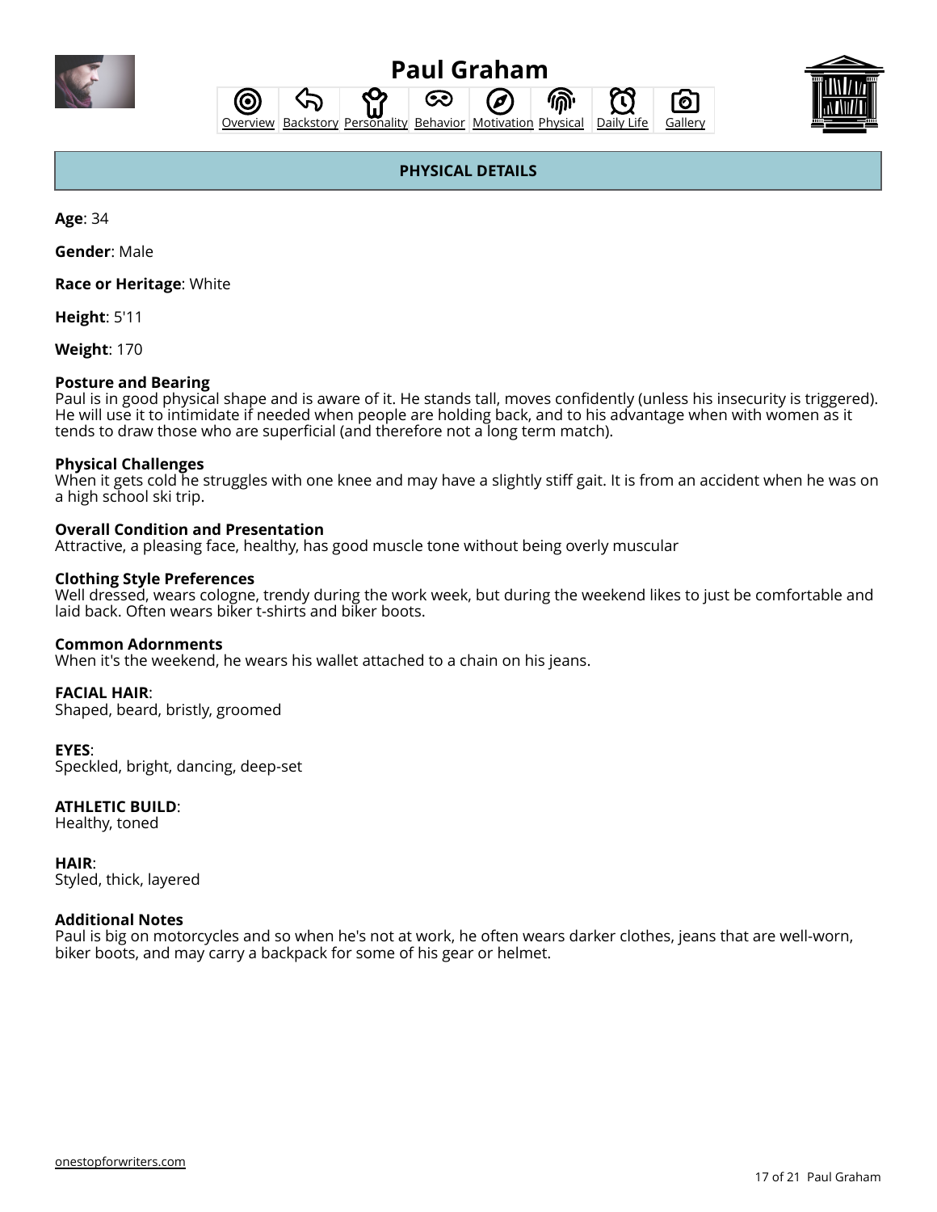# Paul Graham

Overview | Backstory | Personality | Behavior | Motivation | Physical | Daily Life | Gallery

## PHYSICAL DETAILS

**Age**: 34

**Gender**: Male

**Race or Heritage**: White

**Height**: 5'11

**Weight**: 170

**Posture and Bearing**
Paul is in good physical shape and is aware of it. He stands tall, moves confidently (unless his insecurity is triggered). He will use it to intimidate if needed when people are holding back, and to his advantage when with women as it tends to draw those who are superficial (and therefore not a long term match).

**Physical Challenges**
When it gets cold he struggles with one knee and may have a slightly stiff gait. It is from an accident when he was on a high school ski trip.

**Overall Condition and Presentation**
Attractive, a pleasing face, healthy, has good muscle tone without being overly muscular

**Clothing Style Preferences**
Well dressed, wears cologne, trendy during the work week, but during the weekend likes to just be comfortable and laid back. Often wears biker t-shirts and biker boots.

**Common Adornments**
When it's the weekend, he wears his wallet attached to a chain on his jeans.

**FACIAL HAIR**:
Shaped, beard, bristly, groomed

**EYES**:
Speckled, bright, dancing, deep-set

**ATHLETIC BUILD**:
Healthy, toned

**HAIR**:
Styled, thick, layered

**Additional Notes**
Paul is big on motorcycles and so when he's not at work, he often wears darker clothes, jeans that are well-worn, biker boots, and may carry a backpack for some of his gear or helmet.

onestopforwriters.com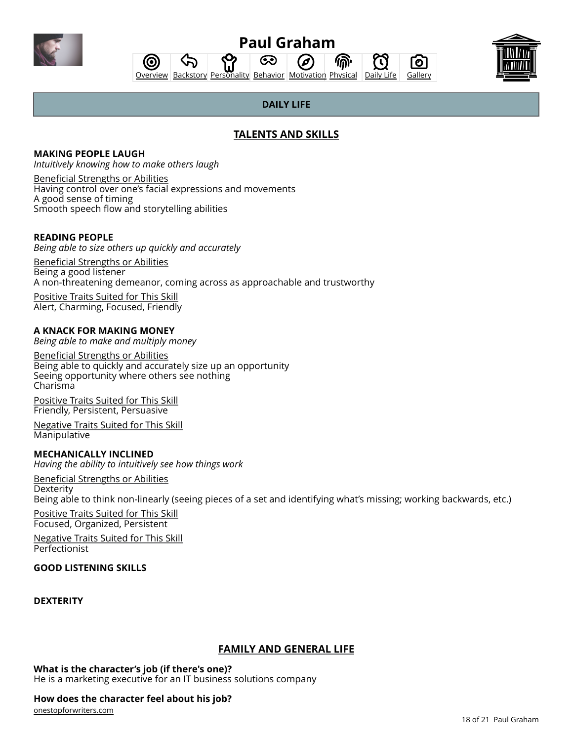# Paul Graham

Overview | Backstory | Personality | Behavior | Motivation | Physical | Daily Life | Gallery

## DAILY LIFE

### TALENTS AND SKILLS

**MAKING PEOPLE LAUGH**
*Intuitively knowing how to make others laugh*

Beneficial Strengths or Abilities
Having control over one's facial expressions and movements
A good sense of timing
Smooth speech flow and storytelling abilities

**READING PEOPLE**
*Being able to size others up quickly and accurately*

Beneficial Strengths or Abilities
Being a good listener
A non-threatening demeanor, coming across as approachable and trustworthy

Positive Traits Suited for This Skill
Alert, Charming, Focused, Friendly

**A KNACK FOR MAKING MONEY**
*Being able to make and multiply money*

Beneficial Strengths or Abilities
Being able to quickly and accurately size up an opportunity
Seeing opportunity where others see nothing
Charisma

Positive Traits Suited for This Skill
Friendly, Persistent, Persuasive

Negative Traits Suited for This Skill
Manipulative

**MECHANICALLY INCLINED**
*Having the ability to intuitively see how things work*

Beneficial Strengths or Abilities
Dexterity
Being able to think non-linearly (seeing pieces of a set and identifying what's missing; working backwards, etc.)

Positive Traits Suited for This Skill
Focused, Organized, Persistent

Negative Traits Suited for This Skill
Perfectionist

**GOOD LISTENING SKILLS**

**DEXTERITY**

### FAMILY AND GENERAL LIFE

**What is the character's job (if there's one)?**
He is a marketing executive for an IT business solutions company

**How does the character feel about his job?**

onestopforwriters.com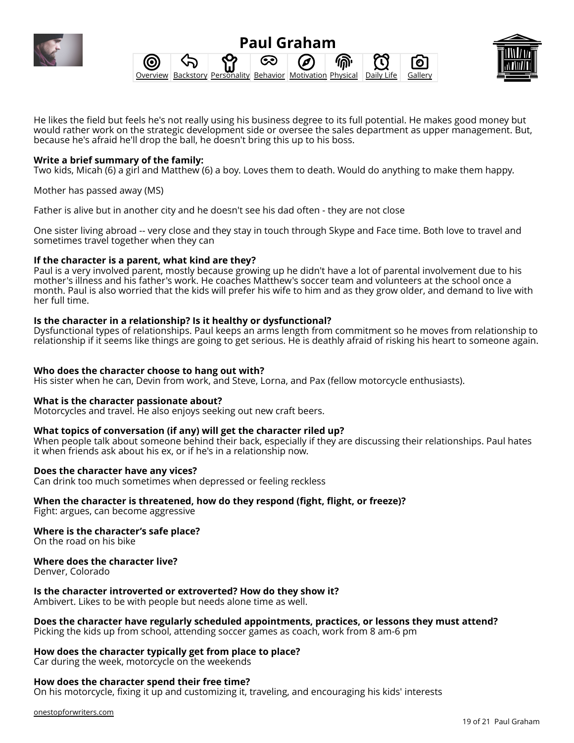He likes the field but feels he's not really using his business degree to its full potential. He makes good money but would rather work on the strategic development side or oversee the sales department as upper management. But, because he's afraid he'll drop the ball, he doesn't bring this up to his boss.

**Write a brief summary of the family:**
Two kids, Micah (6) a girl and Matthew (6) a boy. Loves them to death. Would do anything to make them happy.

Mother has passed away (MS)

Father is alive but in another city and he doesn't see his dad often - they are not close

One sister living abroad -- very close and they stay in touch through Skype and Face time. Both love to travel and sometimes travel together when they can

**If the character is a parent, what kind are they?**
Paul is a very involved parent, mostly because growing up he didn't have a lot of parental involvement due to his mother's illness and his father's work. He coaches Matthew's soccer team and volunteers at the school once a month. Paul is also worried that the kids will prefer his wife to him and as they grow older, and demand to live with her full time.

**Is the character in a relationship? Is it healthy or dysfunctional?**
Dysfunctional types of relationships. Paul keeps an arms length from commitment so he moves from relationship to relationship if it seems like things are going to get serious. He is deathly afraid of risking his heart to someone again.

**Who does the character choose to hang out with?**
His sister when he can, Devin from work, and Steve, Lorna, and Pax (fellow motorcycle enthusiasts).

**What is the character passionate about?**
Motorcycles and travel. He also enjoys seeking out new craft beers.

**What topics of conversation (if any) will get the character riled up?**
When people talk about someone behind their back, especially if they are discussing their relationships. Paul hates it when friends ask about his ex, or if he's in a relationship now.

**Does the character have any vices?**
Can drink too much sometimes when depressed or feeling reckless

**When the character is threatened, how do they respond (fight, flight, or freeze)?**
Fight: argues, can become aggressive

**Where is the character's safe place?**
On the road on his bike

**Where does the character live?**
Denver, Colorado

**Is the character introverted or extroverted? How do they show it?**
Ambivert. Likes to be with people but needs alone time as well.

**Does the character have regularly scheduled appointments, practices, or lessons they must attend?**
Picking the kids up from school, attending soccer games as coach, work from 8 am-6 pm

**How does the character typically get from place to place?**
Car during the week, motorcycle on the weekends

**How does the character spend their free time?**
On his motorcycle, fixing it up and customizing it, traveling, and encouraging his kids' interests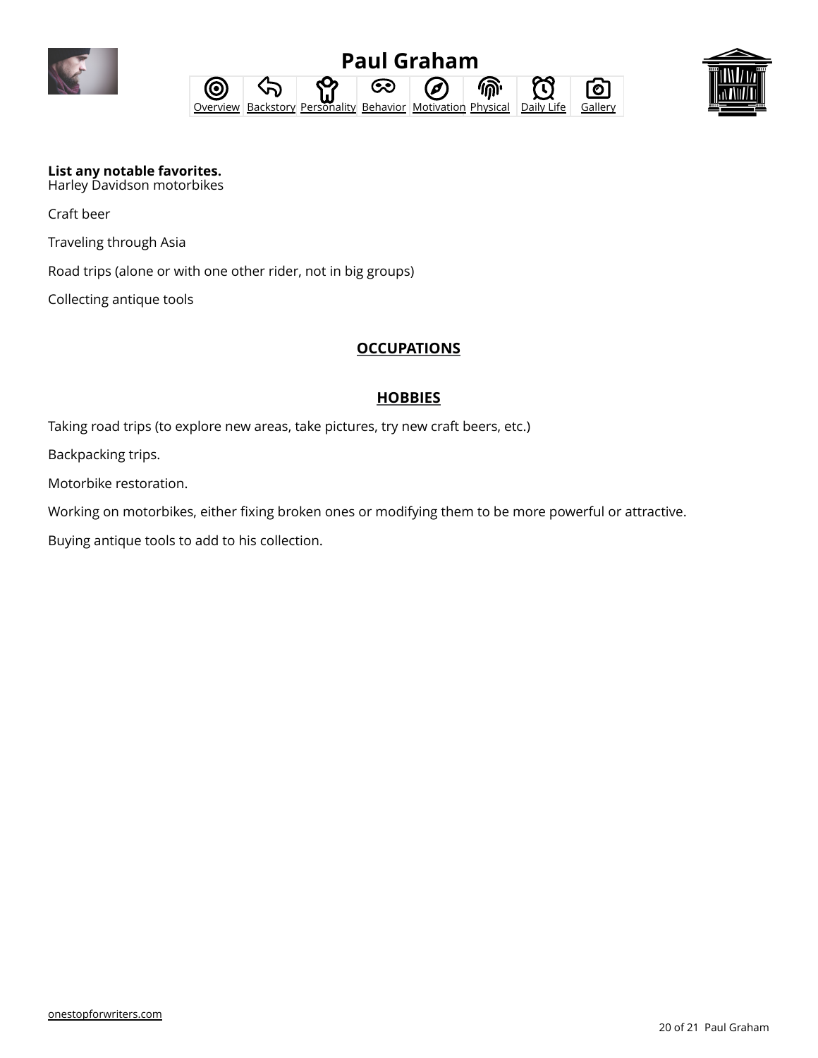**List any notable favorites.**
Harley Davidson motorbikes

Craft beer

Traveling through Asia

Road trips (alone or with one other rider, not in big groups)

Collecting antique tools

## OCCUPATIONS

## HOBBIES

Taking road trips (to explore new areas, take pictures, try new craft beers, etc.)

Backpacking trips.

Motorbike restoration.

Working on motorbikes, either fixing broken ones or modifying them to be more powerful or attractive.

Buying antique tools to add to his collection.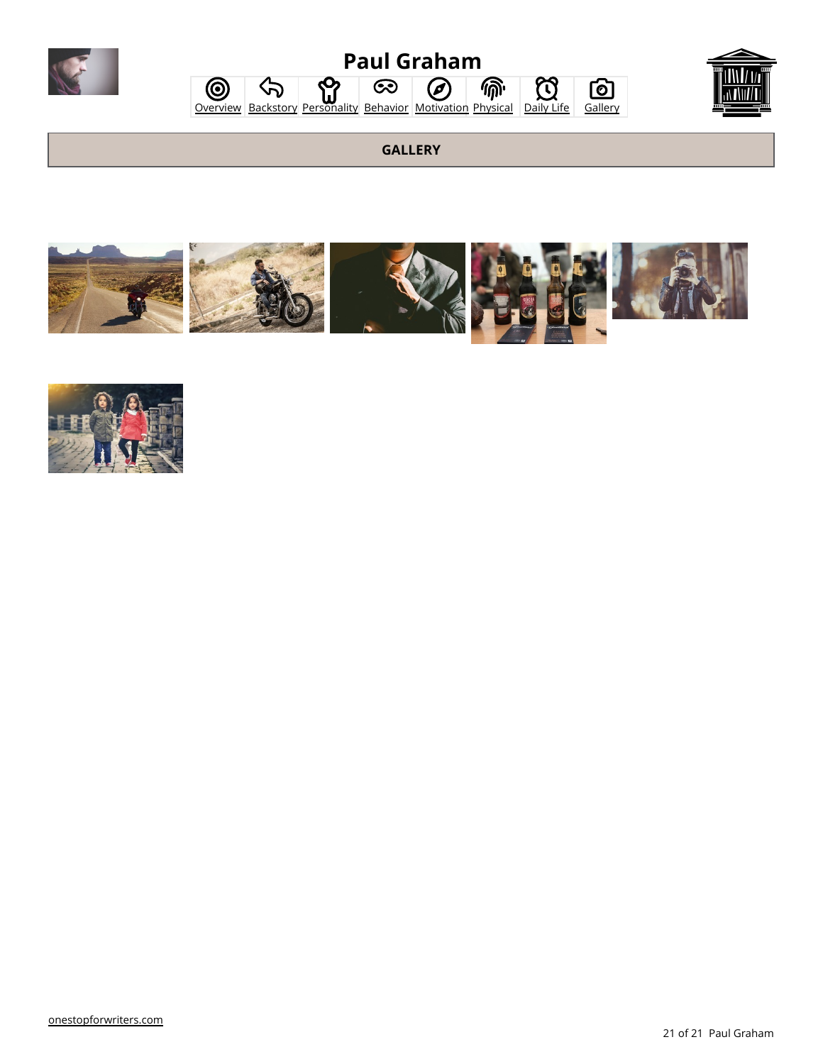# Paul Graham

Overview Backstory Personality Behavior Motivation Physical Daily Life Gallery

## GALLERY

onestopforwriters.com